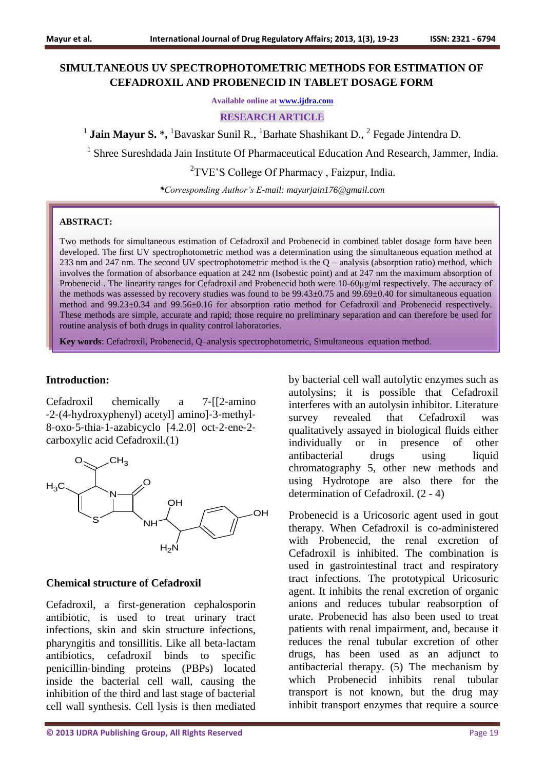# SIMULTANEOUS UV SPECTROPHOTOMETRIC METHODS FOR ESTIMATION OF CEFADROXIL AND PROBENECID IN TABLET DOSAGE FORM

Available online at www.ijdra.com

RESEARCH ARTICLE

[1] **Jain Mayur S.** *, [1]Bavaskar Sunil R., [1]Barhate Shashikant D., [2] Fegade Jintendra D.

[1] Shree Sureshdada Jain Institute Of Pharmaceutical Education And Research, Jammer, India.

[2]TVE'S College Of Pharmacy , Faizpur, India.

**\***Corresponding Author's E-mail: mayurjain176@gmail.com*

**ABSTRACT:**

Two methods for simultaneous estimation of Cefadroxil and Probenecid in combined tablet dosage form have been developed. The first UV spectrophotometric method was a determination using the simultaneous equation method at 233 nm and 247 nm. The second UV spectrophotometric method is the Q – analysis (absorption ratio) method, which involves the formation of absorbance equation at 242 nm (Isobestic point) and at 247 nm the maximum absorption of Probenecid . The linearity ranges for Cefadroxil and Probenecid both were 10-60μg/ml respectively. The accuracy of the methods was assessed by recovery studies was found to be 99.43±0.75 and 99.69±0.40 for simultaneous equation method and 99.23±0.34 and 99.56±0.16 for absorption ratio method for Cefadroxil and Probenecid respectively. These methods are simple, accurate and rapid; those require no preliminary separation and can therefore be used for routine analysis of both drugs in quality control laboratories.

**Key words**: Cefadroxil, Probenecid, Q–analysis spectrophotometric, Simultaneous equation method.

## Introduction:

Cefadroxil chemically a 7-[[2-amino -2-(4-hydroxyphenyl) acetyl] amino]-3-methyl-8-oxo-5-thia-1-azabicyclo [4.2.0] oct-2-ene-2-carboxylic acid Cefadroxil.(1)

**Chemical structure of Cefadroxil**

Cefadroxil, a first-generation cephalosporin antibiotic, is used to treat urinary tract infections, skin and skin structure infections, pharyngitis and tonsillitis. Like all beta-lactam antibiotics, cefadroxil binds to specific penicillin-binding proteins (PBPs) located inside the bacterial cell wall, causing the inhibition of the third and last stage of bacterial cell wall synthesis. Cell lysis is then mediated by bacterial cell wall autolytic enzymes such as autolysins; it is possible that Cefadroxil interferes with an autolysin inhibitor. Literature survey revealed that Cefadroxil was qualitatively assayed in biological fluids either individually or in presence of other antibacterial drugs using liquid chromatography 5, other new methods and using Hydrotope are also there for the determination of Cefadroxil. (2 - 4)

Probenecid is a Uricosoric agent used in gout therapy. When Cefadroxil is co-administered with Probenecid, the renal excretion of Cefadroxil is inhibited. The combination is used in gastrointestinal tract and respiratory tract infections. The prototypical Uricosuric agent. It inhibits the renal excretion of organic anions and reduces tubular reabsorption of urate. Probenecid has also been used to treat patients with renal impairment, and, because it reduces the renal tubular excretion of other drugs, has been used as an adjunct to antibacterial therapy. (5) The mechanism by which Probenecid inhibits renal tubular transport is not known, but the drug may inhibit transport enzymes that require a source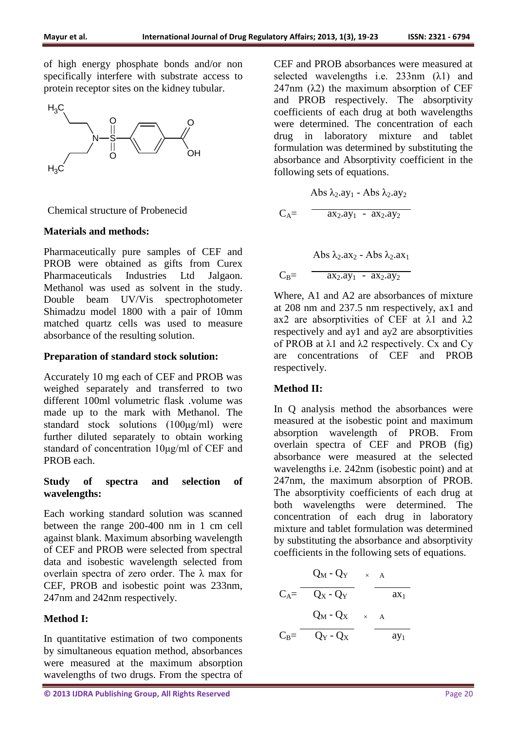of high energy phosphate bonds and/or non specifically interfere with substrate access to protein receptor sites on the kidney tubular.

Chemical structure of Probenecid

### Materials and methods:

Pharmaceutically pure samples of CEF and PROB were obtained as gifts from Curex Pharmaceuticals Industries Ltd Jalgaon. Methanol was used as solvent in the study. Double beam UV/Vis spectrophotometer Shimadzu model 1800 with a pair of 10mm matched quartz cells was used to measure absorbance of the resulting solution.

### Preparation of standard stock solution:

Accurately 10 mg each of CEF and PROB was weighed separately and transferred to two different 100ml volumetric flask .volume was made up to the mark with Methanol. The standard stock solutions (100µg/ml) were further diluted separately to obtain working standard of concentration 10µg/ml of CEF and PROB each.

### Study of spectra and selection of wavelengths:

Each working standard solution was scanned between the range 200-400 nm in 1 cm cell against blank. Maximum absorbing wavelength of CEF and PROB were selected from spectral data and isobestic wavelength selected from overlain spectra of zero order. The λ max for CEF, PROB and isobestic point was 233nm, 247nm and 242nm respectively.

### Method I:

In quantitative estimation of two components by simultaneous equation method, absorbances were measured at the maximum absorption wavelengths of two drugs. From the spectra of CEF and PROB absorbances were measured at selected wavelengths i.e. 233nm (λ1) and 247nm (λ2) the maximum absorption of CEF and PROB respectively. The absorptivity coefficients of each drug at both wavelengths were determined. The concentration of each drug in laboratory mixture and tablet formulation was determined by substituting the absorbance and Absorptivity coefficient in the following sets of equations.

$$C_A = \frac{\text{Abs } \lambda_2.ay_1 - \text{Abs } \lambda_2.ay_2}{ax_2.ay_1 - ax_2.ay_2}$$

$$C_B = \frac{\text{Abs } \lambda_2.ax_2 - \text{Abs } \lambda_2.ax_1}{ax_2.ay_1 - ax_2.ay_2}$$

Where, A1 and A2 are absorbances of mixture at 208 nm and 237.5 nm respectively, ax1 and ax2 are absorptivities of CEF at λ1 and λ2 respectively and ay1 and ay2 are absorptivities of PROB at λ1 and λ2 respectively. Cx and Cy are concentrations of CEF and PROB respectively.

### Method II:

In Q analysis method the absorbances were measured at the isobestic point and maximum absorption wavelength of PROB. From overlain spectra of CEF and PROB (fig) absorbance were measured at the selected wavelengths i.e. 242nm (isobestic point) and at 247nm, the maximum absorption of PROB. The absorptivity coefficients of each drug at both wavelengths were determined. The concentration of each drug in laboratory mixture and tablet formulation was determined by substituting the absorbance and absorptivity coefficients in the following sets of equations.

$$C_A = \frac{Q_M - Q_Y}{Q_X - Q_Y} \times \frac{A}{ax_1}$$

$$C_B = \frac{Q_M - Q_X}{Q_Y - Q_X} \times \frac{A}{ay_1}$$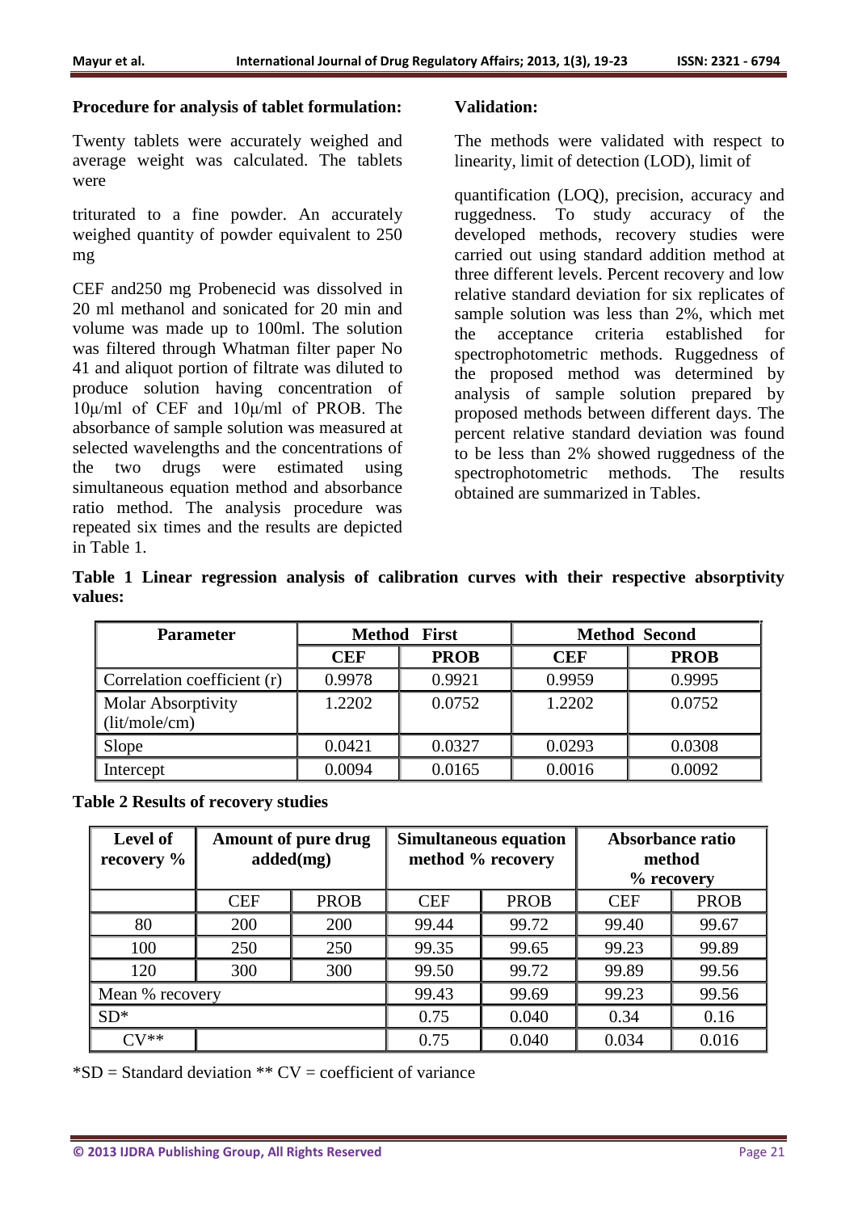**Procedure for analysis of tablet formulation:**

Twenty tablets were accurately weighed and average weight was calculated. The tablets were

triturated to a fine powder. An accurately weighed quantity of powder equivalent to 250 mg

CEF and250 mg Probenecid was dissolved in 20 ml methanol and sonicated for 20 min and volume was made up to 100ml. The solution was filtered through Whatman filter paper No 41 and aliquot portion of filtrate was diluted to produce solution having concentration of 10μ/ml of CEF and 10μ/ml of PROB. The absorbance of sample solution was measured at selected wavelengths and the concentrations of the two drugs were estimated using simultaneous equation method and absorbance ratio method. The analysis procedure was repeated six times and the results are depicted in Table 1.

**Validation:**

The methods were validated with respect to linearity, limit of detection (LOD), limit of

quantification (LOQ), precision, accuracy and ruggedness. To study accuracy of the developed methods, recovery studies were carried out using standard addition method at three different levels. Percent recovery and low relative standard deviation for six replicates of sample solution was less than 2%, which met the acceptance criteria established for spectrophotometric methods. Ruggedness of the proposed method was determined by analysis of sample solution prepared by proposed methods between different days. The percent relative standard deviation was found to be less than 2% showed ruggedness of the spectrophotometric methods. The results obtained are summarized in Tables.

**Table 1 Linear regression analysis of calibration curves with their respective absorptivity values:**

| Parameter | Method First | | Method Second | |
|---|---|---|---|---|
| | CEF | PROB | CEF | PROB |
| Correlation coefficient (r) | 0.9978 | 0.9921 | 0.9959 | 0.9995 |
| Molar Absorptivity (lit/mole/cm) | 1.2202 | 0.0752 | 1.2202 | 0.0752 |
| Slope | 0.0421 | 0.0327 | 0.0293 | 0.0308 |
| Intercept | 0.0094 | 0.0165 | 0.0016 | 0.0092 |

**Table 2 Results of recovery studies**

| Level of recovery % | Amount of pure drug added(mg) | | Simultaneous equation method % recovery | | Absorbance ratio method % recovery | |
|---|---|---|---|---|---|---|
| | CEF | PROB | CEF | PROB | CEF | PROB |
| 80 | 200 | 200 | 99.44 | 99.72 | 99.40 | 99.67 |
| 100 | 250 | 250 | 99.35 | 99.65 | 99.23 | 99.89 |
| 120 | 300 | 300 | 99.50 | 99.72 | 99.89 | 99.56 |
| Mean % recovery | | | 99.43 | 99.69 | 99.23 | 99.56 |
| SD* | | | 0.75 | 0.040 | 0.34 | 0.16 |
| CV** | | | 0.75 | 0.040 | 0.034 | 0.016 |

*SD = Standard deviation ** CV = coefficient of variance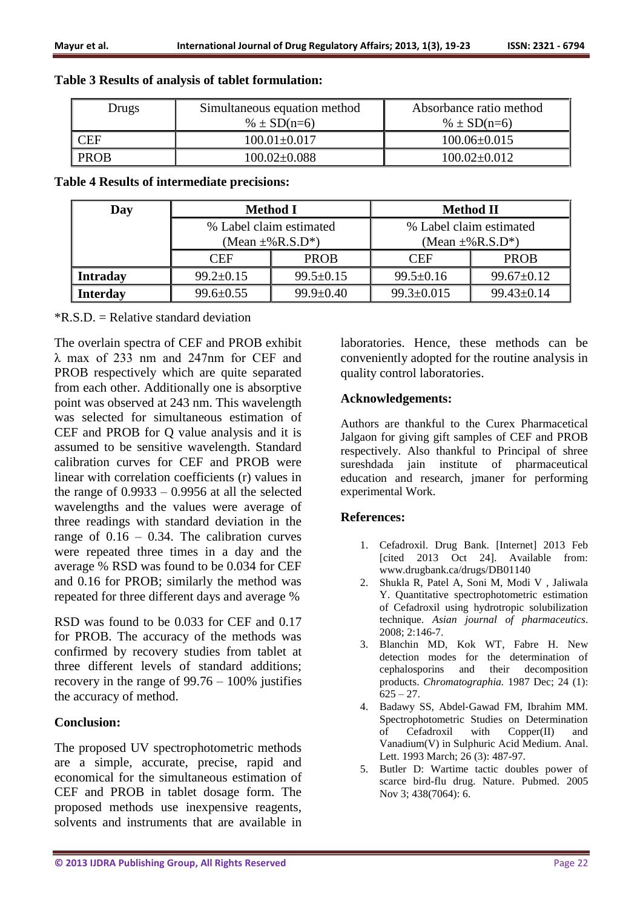**Table 3 Results of analysis of tablet formulation:**

| Drugs | Simultaneous equation method % ± SD(n=6) | Absorbance ratio method % ± SD(n=6) |
|---|---|---|
| CEF | 100.01±0.017 | 100.06±0.015 |
| PROB | 100.02±0.088 | 100.02±0.012 |

**Table 4 Results of intermediate precisions:**

| Day | Method I | | Method II | |
|---|---|---|---|---|
| | % Label claim estimated (Mean ±%R.S.D*) | | % Label claim estimated (Mean ±%R.S.D*) | |
| | CEF | PROB | CEF | PROB |
| **Intraday** | 99.2±0.15 | 99.5±0.15 | 99.5±0.16 | 99.67±0.12 |
| **Interday** | 99.6±0.55 | 99.9±0.40 | 99.3±0.015 | 99.43±0.14 |

*R.S.D. = Relative standard deviation

The overlain spectra of CEF and PROB exhibit λ max of 233 nm and 247nm for CEF and PROB respectively which are quite separated from each other. Additionally one is absorptive point was observed at 243 nm. This wavelength was selected for simultaneous estimation of CEF and PROB for Q value analysis and it is assumed to be sensitive wavelength. Standard calibration curves for CEF and PROB were linear with correlation coefficients (r) values in the range of 0.9933 – 0.9956 at all the selected wavelengths and the values were average of three readings with standard deviation in the range of 0.16 – 0.34. The calibration curves were repeated three times in a day and the average % RSD was found to be 0.034 for CEF and 0.16 for PROB; similarly the method was repeated for three different days and average % RSD was found to be 0.033 for CEF and 0.17 for PROB. The accuracy of the methods was confirmed by recovery studies from tablet at three different levels of standard additions; recovery in the range of 99.76 – 100% justifies the accuracy of method.

## Conclusion:

The proposed UV spectrophotometric methods are a simple, accurate, precise, rapid and economical for the simultaneous estimation of CEF and PROB in tablet dosage form. The proposed methods use inexpensive reagents, solvents and instruments that are available in laboratories. Hence, these methods can be conveniently adopted for the routine analysis in quality control laboratories.

## Acknowledgements:

Authors are thankful to the Curex Pharmacetical Jalgaon for giving gift samples of CEF and PROB respectively. Also thankful to Principal of shree sureshdada jain institute of pharmaceutical education and research, jmaner for performing experimental Work.

## References:

1. Cefadroxil. Drug Bank. [Internet] 2013 Feb [cited 2013 Oct 24]. Available from: www.drugbank.ca/drugs/DB01140
2. Shukla R, Patel A, Soni M, Modi V , Jaliwala Y. Quantitative spectrophotometric estimation of Cefadroxil using hydrotropic solubilization technique. *Asian journal of pharmaceutics*. 2008; 2:146-7.
3. Blanchin MD, Kok WT, Fabre H. New detection modes for the determination of cephalosporins and their decomposition products. *Chromatographia.* 1987 Dec; 24 (1): 625 – 27.
4. Badawy SS, Abdel-Gawad FM, Ibrahim MM. Spectrophotometric Studies on Determination of Cefadroxil with Copper(II) and Vanadium(V) in Sulphuric Acid Medium. Anal. Lett. 1993 March; 26 (3): 487-97.
5. Butler D: Wartime tactic doubles power of scarce bird-flu drug. Nature. Pubmed. 2005 Nov 3; 438(7064): 6.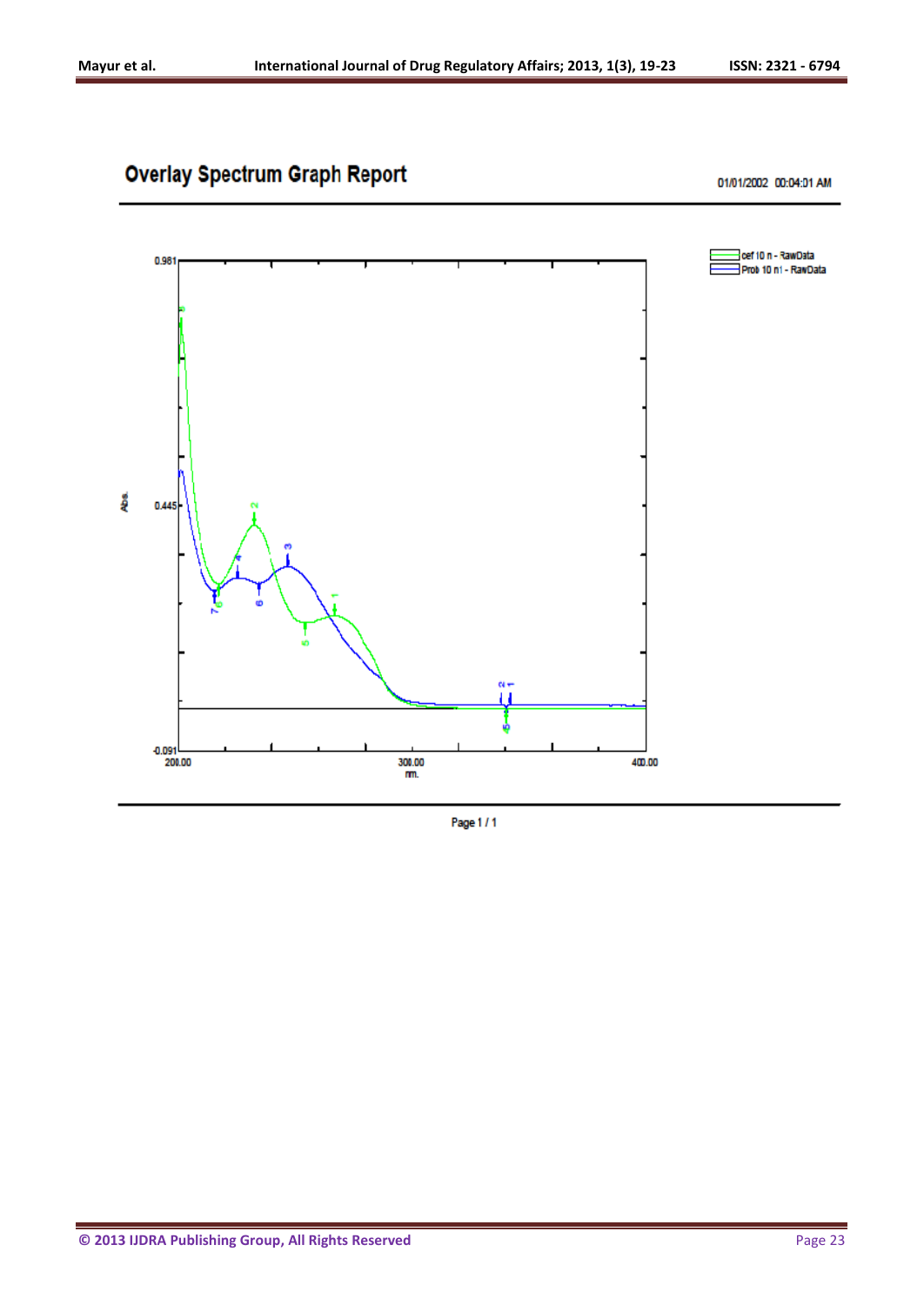Overlay Spectrum Graph Report

01/01/2002 00:04:01 AM

cef 10 n - RawData

Prob 10 n1 - RawData

0.981

0.445

-0.091

Abs.

200.00

300.00

400.00

nm.

Page 1 / 1